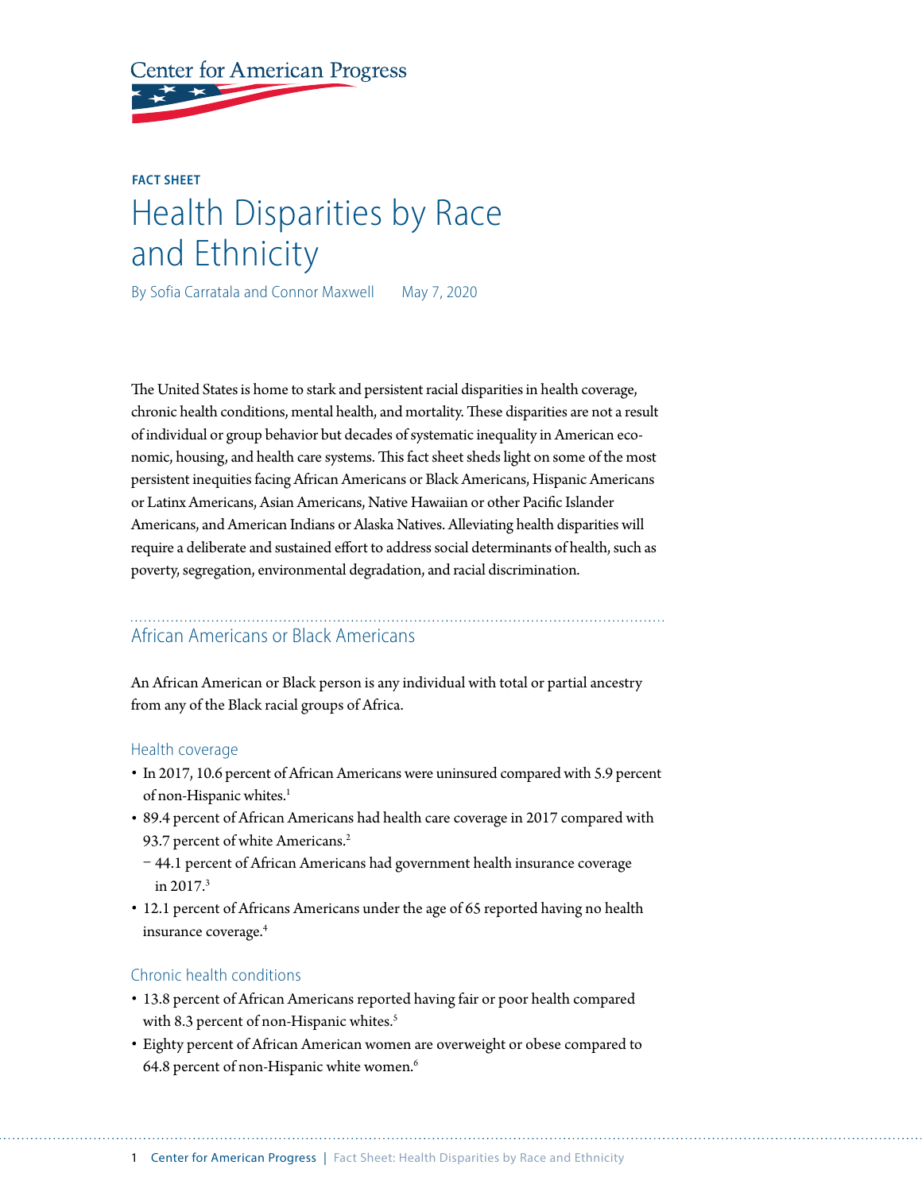Center for American Progress

**FACT SHEET**

# Health Disparities by Race and Ethnicity

By Sofia Carratala and Connor Maxwell    May 7, 2020

The United States is home to stark and persistent racial disparities in health coverage, chronic health conditions, mental health, and mortality. These disparities are not a result of individual or group behavior but decades of systematic inequality in American economic, housing, and health care systems. This fact sheet sheds light on some of the most persistent inequities facing African Americans or Black Americans, Hispanic Americans or Latinx Americans, Asian Americans, Native Hawaiian or other Pacific Islander Americans, and American Indians or Alaska Natives. Alleviating health disparities will require a deliberate and sustained effort to address social determinants of health, such as poverty, segregation, environmental degradation, and racial discrimination.

## African Americans or Black Americans

An African American or Black person is any individual with total or partial ancestry from any of the Black racial groups of Africa.

### Health coverage

- In 2017, 10.6 percent of African Americans were uninsured compared with 5.9 percent of non-Hispanic whites.[1]
- 89.4 percent of African Americans had health care coverage in 2017 compared with 93.7 percent of white Americans.[2]
  - 44.1 percent of African Americans had government health insurance coverage in 2017.[3]
- 12.1 percent of Africans Americans under the age of 65 reported having no health insurance coverage.[4]

### Chronic health conditions

- 13.8 percent of African Americans reported having fair or poor health compared with 8.3 percent of non-Hispanic whites.[5]
- Eighty percent of African American women are overweight or obese compared to 64.8 percent of non-Hispanic white women.[6]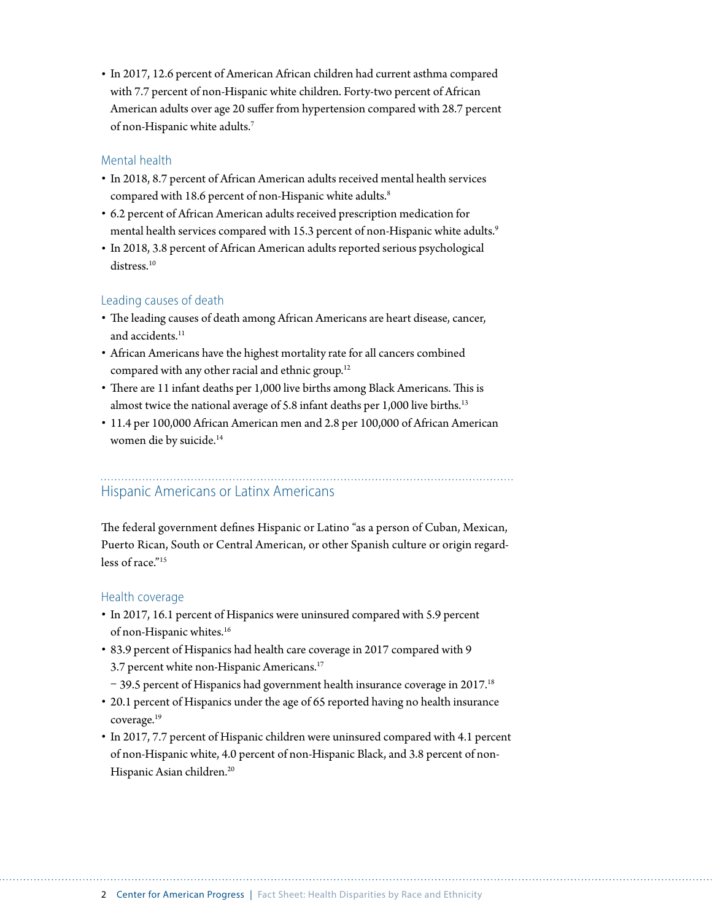- In 2017, 12.6 percent of American African children had current asthma compared with 7.7 percent of non-Hispanic white children. Forty-two percent of African American adults over age 20 suffer from hypertension compared with 28.7 percent of non-Hispanic white adults.[7]

### Mental health

- In 2018, 8.7 percent of African American adults received mental health services compared with 18.6 percent of non-Hispanic white adults.[8]
- 6.2 percent of African American adults received prescription medication for mental health services compared with 15.3 percent of non-Hispanic white adults.[9]
- In 2018, 3.8 percent of African American adults reported serious psychological distress.[10]

### Leading causes of death

- The leading causes of death among African Americans are heart disease, cancer, and accidents.[11]
- African Americans have the highest mortality rate for all cancers combined compared with any other racial and ethnic group.[12]
- There are 11 infant deaths per 1,000 live births among Black Americans. This is almost twice the national average of 5.8 infant deaths per 1,000 live births.[13]
- 11.4 per 100,000 African American men and 2.8 per 100,000 of African American women die by suicide.[14]

## Hispanic Americans or Latinx Americans

The federal government defines Hispanic or Latino "as a person of Cuban, Mexican, Puerto Rican, South or Central American, or other Spanish culture or origin regardless of race."[15]

### Health coverage

- In 2017, 16.1 percent of Hispanics were uninsured compared with 5.9 percent of non-Hispanic whites.[16]
- 83.9 percent of Hispanics had health care coverage in 2017 compared with 9 3.7 percent white non-Hispanic Americans.[17]
  - 39.5 percent of Hispanics had government health insurance coverage in 2017.[18]
- 20.1 percent of Hispanics under the age of 65 reported having no health insurance coverage.[19]
- In 2017, 7.7 percent of Hispanic children were uninsured compared with 4.1 percent of non-Hispanic white, 4.0 percent of non-Hispanic Black, and 3.8 percent of non-Hispanic Asian children.[20]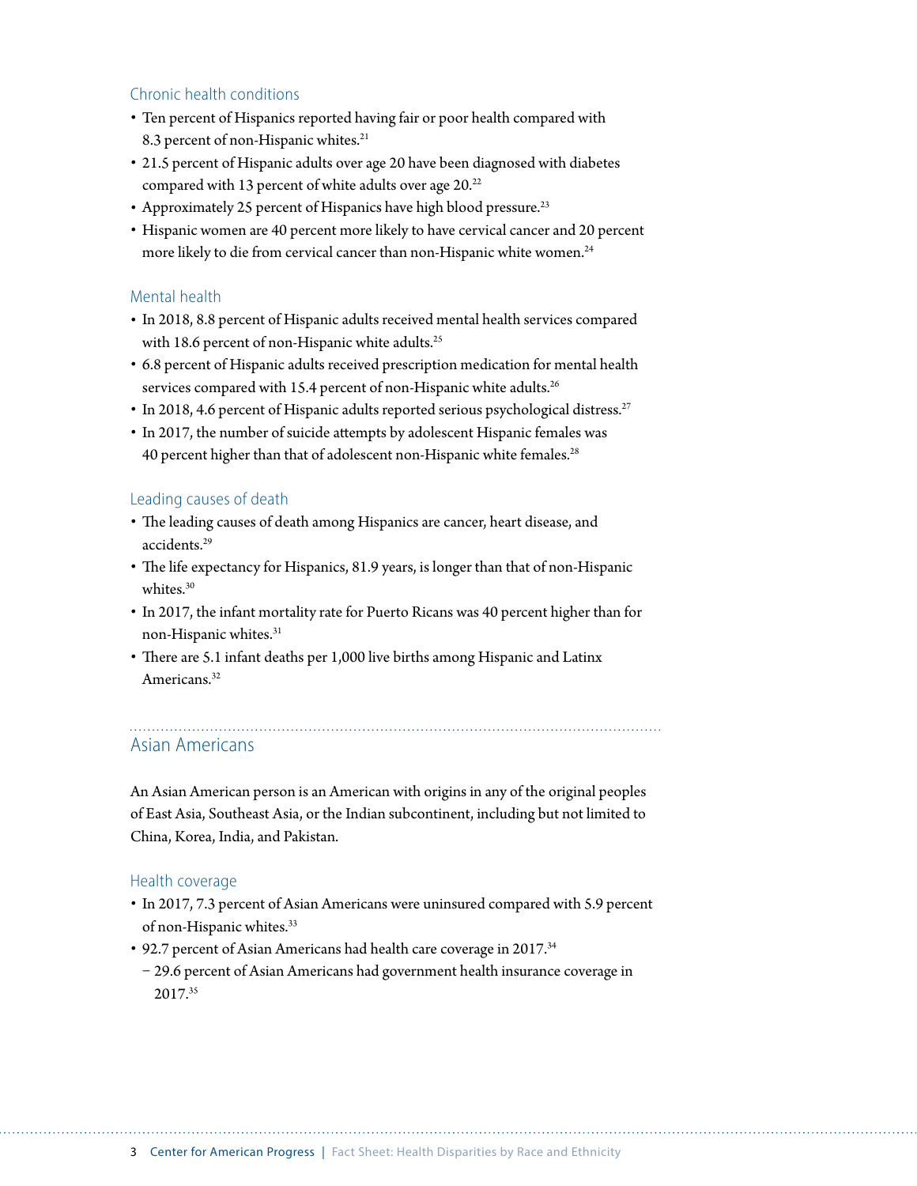### Chronic health conditions

- Ten percent of Hispanics reported having fair or poor health compared with 8.3 percent of non-Hispanic whites.[21]
- 21.5 percent of Hispanic adults over age 20 have been diagnosed with diabetes compared with 13 percent of white adults over age 20.[22]
- Approximately 25 percent of Hispanics have high blood pressure.[23]
- Hispanic women are 40 percent more likely to have cervical cancer and 20 percent more likely to die from cervical cancer than non-Hispanic white women.[24]

### Mental health

- In 2018, 8.8 percent of Hispanic adults received mental health services compared with 18.6 percent of non-Hispanic white adults.[25]
- 6.8 percent of Hispanic adults received prescription medication for mental health services compared with 15.4 percent of non-Hispanic white adults.[26]
- In 2018, 4.6 percent of Hispanic adults reported serious psychological distress.[27]
- In 2017, the number of suicide attempts by adolescent Hispanic females was 40 percent higher than that of adolescent non-Hispanic white females.[28]

### Leading causes of death

- The leading causes of death among Hispanics are cancer, heart disease, and accidents.[29]
- The life expectancy for Hispanics, 81.9 years, is longer than that of non-Hispanic whites.[30]
- In 2017, the infant mortality rate for Puerto Ricans was 40 percent higher than for non-Hispanic whites.[31]
- There are 5.1 infant deaths per 1,000 live births among Hispanic and Latinx Americans.[32]

## Asian Americans

An Asian American person is an American with origins in any of the original peoples of East Asia, Southeast Asia, or the Indian subcontinent, including but not limited to China, Korea, India, and Pakistan.

### Health coverage

- In 2017, 7.3 percent of Asian Americans were uninsured compared with 5.9 percent of non-Hispanic whites.[33]
- 92.7 percent of Asian Americans had health care coverage in 2017.[34]
  - 29.6 percent of Asian Americans had government health insurance coverage in 2017.[35]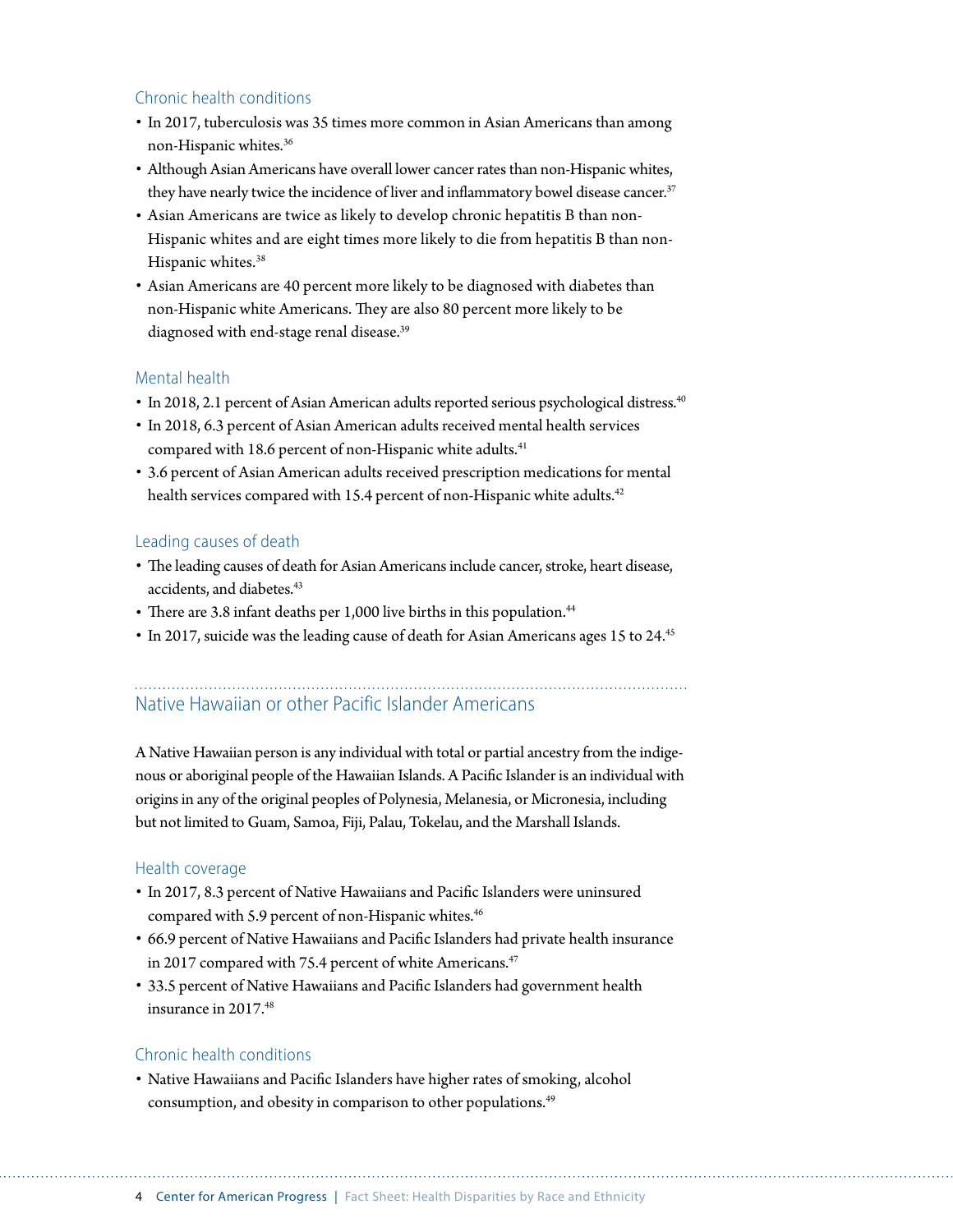### Chronic health conditions

- In 2017, tuberculosis was 35 times more common in Asian Americans than among non-Hispanic whites.[36]
- Although Asian Americans have overall lower cancer rates than non-Hispanic whites, they have nearly twice the incidence of liver and inflammatory bowel disease cancer.[37]
- Asian Americans are twice as likely to develop chronic hepatitis B than non-Hispanic whites and are eight times more likely to die from hepatitis B than non-Hispanic whites.[38]
- Asian Americans are 40 percent more likely to be diagnosed with diabetes than non-Hispanic white Americans. They are also 80 percent more likely to be diagnosed with end-stage renal disease.[39]

### Mental health

- In 2018, 2.1 percent of Asian American adults reported serious psychological distress.[40]
- In 2018, 6.3 percent of Asian American adults received mental health services compared with 18.6 percent of non-Hispanic white adults.[41]
- 3.6 percent of Asian American adults received prescription medications for mental health services compared with 15.4 percent of non-Hispanic white adults.[42]

### Leading causes of death

- The leading causes of death for Asian Americans include cancer, stroke, heart disease, accidents, and diabetes.[43]
- There are 3.8 infant deaths per 1,000 live births in this population.[44]
- In 2017, suicide was the leading cause of death for Asian Americans ages 15 to 24.[45]

## Native Hawaiian or other Pacific Islander Americans

A Native Hawaiian person is any individual with total or partial ancestry from the indigenous or aboriginal people of the Hawaiian Islands. A Pacific Islander is an individual with origins in any of the original peoples of Polynesia, Melanesia, or Micronesia, including but not limited to Guam, Samoa, Fiji, Palau, Tokelau, and the Marshall Islands.

### Health coverage

- In 2017, 8.3 percent of Native Hawaiians and Pacific Islanders were uninsured compared with 5.9 percent of non-Hispanic whites.[46]
- 66.9 percent of Native Hawaiians and Pacific Islanders had private health insurance in 2017 compared with 75.4 percent of white Americans.[47]
- 33.5 percent of Native Hawaiians and Pacific Islanders had government health insurance in 2017.[48]

### Chronic health conditions

- Native Hawaiians and Pacific Islanders have higher rates of smoking, alcohol consumption, and obesity in comparison to other populations.[49]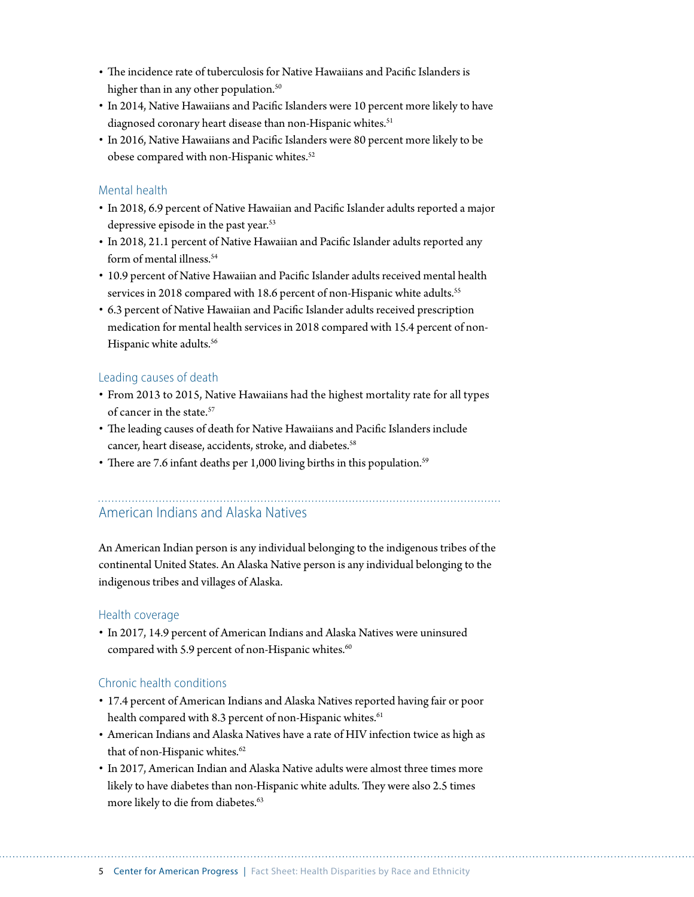- The incidence rate of tuberculosis for Native Hawaiians and Pacific Islanders is higher than in any other population.[50]
- In 2014, Native Hawaiians and Pacific Islanders were 10 percent more likely to have diagnosed coronary heart disease than non-Hispanic whites.[51]
- In 2016, Native Hawaiians and Pacific Islanders were 80 percent more likely to be obese compared with non-Hispanic whites.[52]

### Mental health

- In 2018, 6.9 percent of Native Hawaiian and Pacific Islander adults reported a major depressive episode in the past year.[53]
- In 2018, 21.1 percent of Native Hawaiian and Pacific Islander adults reported any form of mental illness.[54]
- 10.9 percent of Native Hawaiian and Pacific Islander adults received mental health services in 2018 compared with 18.6 percent of non-Hispanic white adults.[55]
- 6.3 percent of Native Hawaiian and Pacific Islander adults received prescription medication for mental health services in 2018 compared with 15.4 percent of non-Hispanic white adults.[56]

### Leading causes of death

- From 2013 to 2015, Native Hawaiians had the highest mortality rate for all types of cancer in the state.[57]
- The leading causes of death for Native Hawaiians and Pacific Islanders include cancer, heart disease, accidents, stroke, and diabetes.[58]
- There are 7.6 infant deaths per 1,000 living births in this population.[59]

## American Indians and Alaska Natives

An American Indian person is any individual belonging to the indigenous tribes of the continental United States. An Alaska Native person is any individual belonging to the indigenous tribes and villages of Alaska.

### Health coverage

- In 2017, 14.9 percent of American Indians and Alaska Natives were uninsured compared with 5.9 percent of non-Hispanic whites.[60]

### Chronic health conditions

- 17.4 percent of American Indians and Alaska Natives reported having fair or poor health compared with 8.3 percent of non-Hispanic whites.[61]
- American Indians and Alaska Natives have a rate of HIV infection twice as high as that of non-Hispanic whites.[62]
- In 2017, American Indian and Alaska Native adults were almost three times more likely to have diabetes than non-Hispanic white adults. They were also 2.5 times more likely to die from diabetes.[63]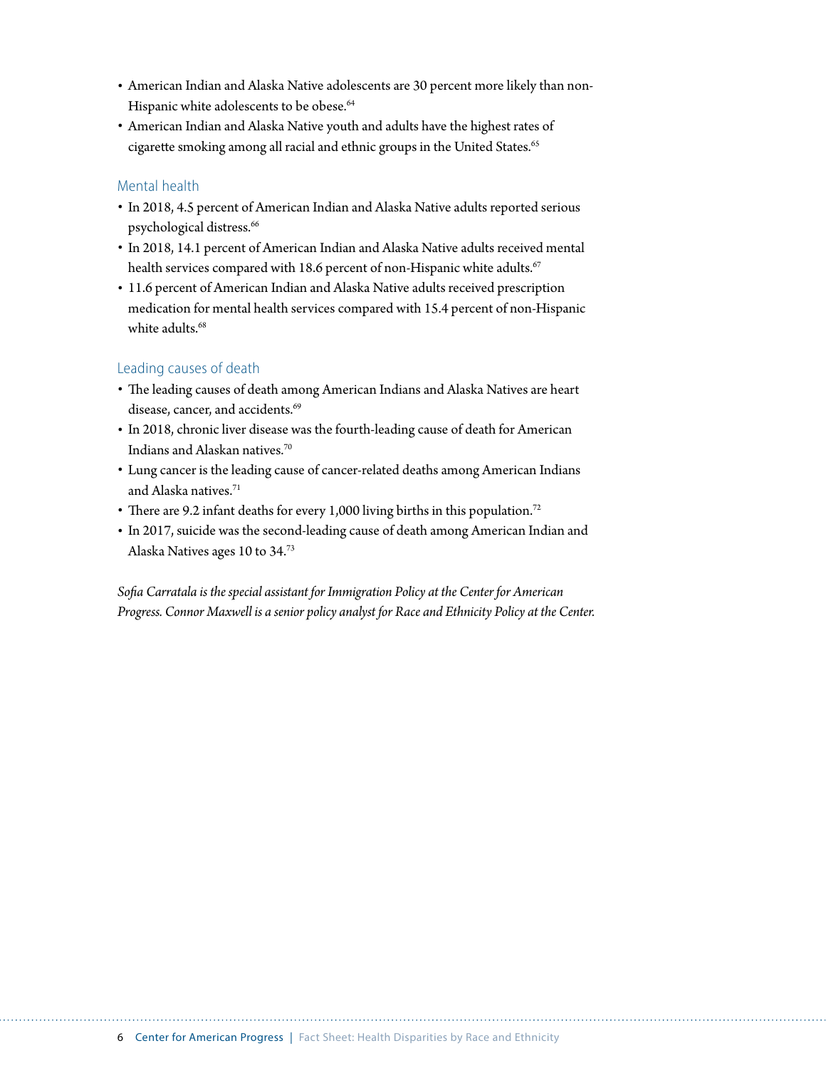- American Indian and Alaska Native adolescents are 30 percent more likely than non-Hispanic white adolescents to be obese.[64]
- American Indian and Alaska Native youth and adults have the highest rates of cigarette smoking among all racial and ethnic groups in the United States.[65]

### Mental health

- In 2018, 4.5 percent of American Indian and Alaska Native adults reported serious psychological distress.[66]
- In 2018, 14.1 percent of American Indian and Alaska Native adults received mental health services compared with 18.6 percent of non-Hispanic white adults.[67]
- 11.6 percent of American Indian and Alaska Native adults received prescription medication for mental health services compared with 15.4 percent of non-Hispanic white adults.[68]

### Leading causes of death

- The leading causes of death among American Indians and Alaska Natives are heart disease, cancer, and accidents.[69]
- In 2018, chronic liver disease was the fourth-leading cause of death for American Indians and Alaskan natives.[70]
- Lung cancer is the leading cause of cancer-related deaths among American Indians and Alaska natives.[71]
- There are 9.2 infant deaths for every 1,000 living births in this population.[72]
- In 2017, suicide was the second-leading cause of death among American Indian and Alaska Natives ages 10 to 34.[73]

*Sofia Carratala is the special assistant for Immigration Policy at the Center for American Progress. Connor Maxwell is a senior policy analyst for Race and Ethnicity Policy at the Center.*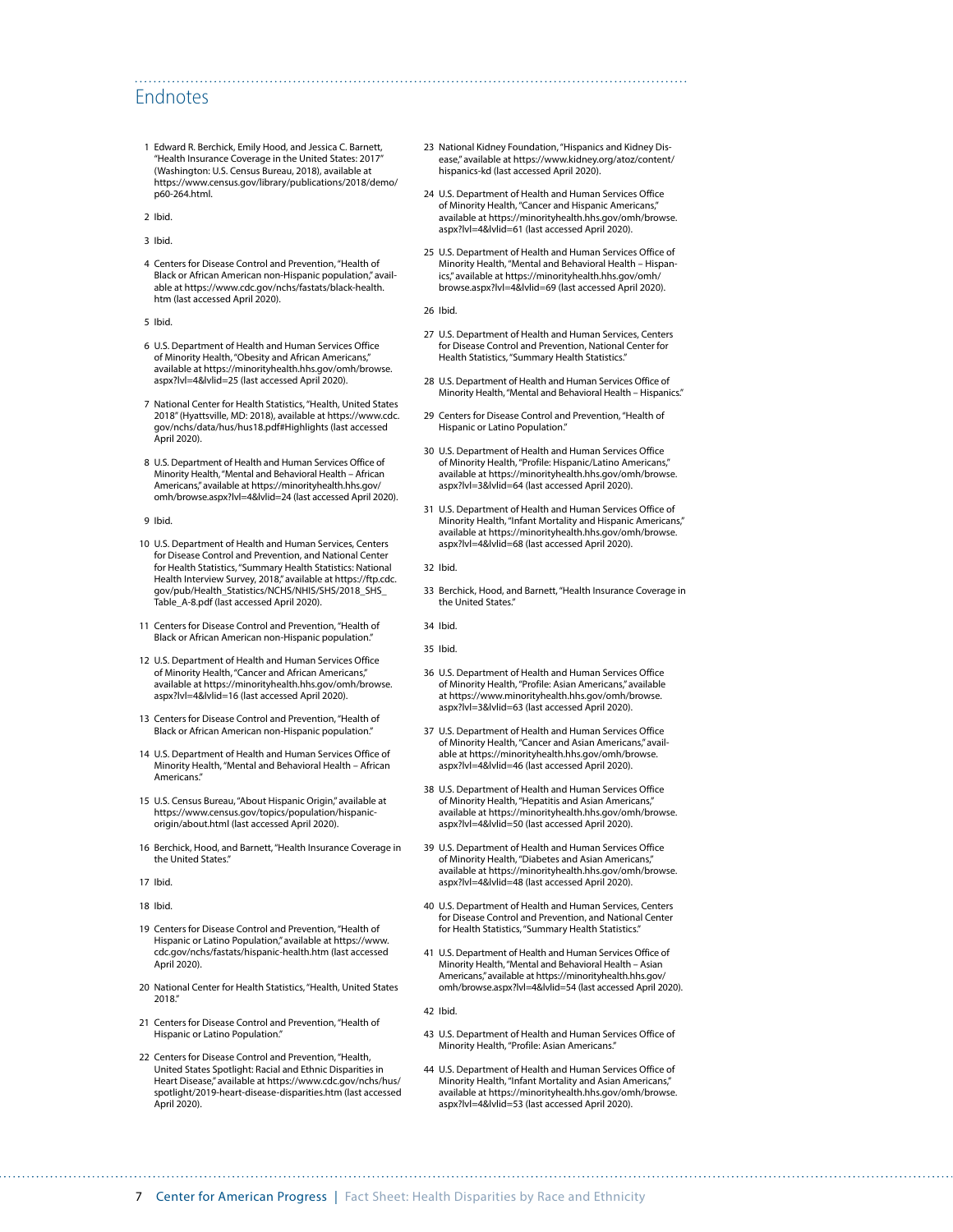## Endnotes

1 Edward R. Berchick, Emily Hood, and Jessica C. Barnett, "Health Insurance Coverage in the United States: 2017" (Washington: U.S. Census Bureau, 2018), available at https://www.census.gov/library/publications/2018/demo/p60-264.html.

2 Ibid.

3 Ibid.

4 Centers for Disease Control and Prevention, "Health of Black or African American non-Hispanic population," available at https://www.cdc.gov/nchs/fastats/black-health.htm (last accessed April 2020).

5 Ibid.

6 U.S. Department of Health and Human Services Office of Minority Health, "Obesity and African Americans," available at https://minorityhealth.hhs.gov/omh/browse.aspx?lvl=4&lvlid=25 (last accessed April 2020).

7 National Center for Health Statistics, "Health, United States 2018" (Hyattsville, MD: 2018), available at https://www.cdc.gov/nchs/data/hus/hus18.pdf#Highlights (last accessed April 2020).

8 U.S. Department of Health and Human Services Office of Minority Health, "Mental and Behavioral Health – African Americans," available at https://minorityhealth.hhs.gov/omh/browse.aspx?lvl=4&lvlid=24 (last accessed April 2020).

9 Ibid.

10 U.S. Department of Health and Human Services, Centers for Disease Control and Prevention, and National Center for Health Statistics, "Summary Health Statistics: National Health Interview Survey, 2018," available at https://ftp.cdc.gov/pub/Health_Statistics/NCHS/NHIS/SHS/2018_SHS_Table_A-8.pdf (last accessed April 2020).

11 Centers for Disease Control and Prevention, "Health of Black or African American non-Hispanic population."

12 U.S. Department of Health and Human Services Office of Minority Health, "Cancer and African Americans," available at https://minorityhealth.hhs.gov/omh/browse.aspx?lvl=4&lvlid=16 (last accessed April 2020).

13 Centers for Disease Control and Prevention, "Health of Black or African American non-Hispanic population."

14 U.S. Department of Health and Human Services Office of Minority Health, "Mental and Behavioral Health – African Americans."

15 U.S. Census Bureau, "About Hispanic Origin," available at https://www.census.gov/topics/population/hispanic-origin/about.html (last accessed April 2020).

16 Berchick, Hood, and Barnett, "Health Insurance Coverage in the United States."

17 Ibid.

18 Ibid.

19 Centers for Disease Control and Prevention, "Health of Hispanic or Latino Population," available at https://www.cdc.gov/nchs/fastats/hispanic-health.htm (last accessed April 2020).

20 National Center for Health Statistics, "Health, United States 2018."

21 Centers for Disease Control and Prevention, "Health of Hispanic or Latino Population."

22 Centers for Disease Control and Prevention, "Health, United States Spotlight: Racial and Ethnic Disparities in Heart Disease," available at https://www.cdc.gov/nchs/hus/spotlight/2019-heart-disease-disparities.htm (last accessed April 2020).

23 National Kidney Foundation, "Hispanics and Kidney Disease," available at https://www.kidney.org/atoz/content/hispanics-kd (last accessed April 2020).

24 U.S. Department of Health and Human Services Office of Minority Health, "Cancer and Hispanic Americans," available at https://minorityhealth.hhs.gov/omh/browse.aspx?lvl=4&lvlid=61 (last accessed April 2020).

25 U.S. Department of Health and Human Services Office of Minority Health, "Mental and Behavioral Health – Hispanics," available at https://minorityhealth.hhs.gov/omh/browse.aspx?lvl=4&lvlid=69 (last accessed April 2020).

26 Ibid.

27 U.S. Department of Health and Human Services, Centers for Disease Control and Prevention, National Center for Health Statistics, "Summary Health Statistics."

28 U.S. Department of Health and Human Services Office of Minority Health, "Mental and Behavioral Health – Hispanics."

29 Centers for Disease Control and Prevention, "Health of Hispanic or Latino Population."

30 U.S. Department of Health and Human Services Office of Minority Health, "Profile: Hispanic/Latino Americans," available at https://minorityhealth.hhs.gov/omh/browse.aspx?lvl=3&lvlid=64 (last accessed April 2020).

31 U.S. Department of Health and Human Services Office of Minority Health, "Infant Mortality and Hispanic Americans," available at https://minorityhealth.hhs.gov/omh/browse.aspx?lvl=4&lvlid=68 (last accessed April 2020).

32 Ibid.

33 Berchick, Hood, and Barnett, "Health Insurance Coverage in the United States."

34 Ibid.

35 Ibid.

36 U.S. Department of Health and Human Services Office of Minority Health, "Profile: Asian Americans," available at https://www.minorityhealth.hhs.gov/omh/browse.aspx?lvl=3&lvlid=63 (last accessed April 2020).

37 U.S. Department of Health and Human Services Office of Minority Health, "Cancer and Asian Americans," available at https://minorityhealth.hhs.gov/omh/browse.aspx?lvl=4&lvlid=46 (last accessed April 2020).

38 U.S. Department of Health and Human Services Office of Minority Health, "Hepatitis and Asian Americans," available at https://minorityhealth.hhs.gov/omh/browse.aspx?lvl=4&lvlid=50 (last accessed April 2020).

39 U.S. Department of Health and Human Services Office of Minority Health, "Diabetes and Asian Americans," available at https://minorityhealth.hhs.gov/omh/browse.aspx?lvl=4&lvlid=48 (last accessed April 2020).

40 U.S. Department of Health and Human Services, Centers for Disease Control and Prevention, and National Center for Health Statistics, "Summary Health Statistics."

41 U.S. Department of Health and Human Services Office of Minority Health, "Mental and Behavioral Health – Asian Americans," available at https://minorityhealth.hhs.gov/omh/browse.aspx?lvl=4&lvlid=54 (last accessed April 2020).

42 Ibid.

43 U.S. Department of Health and Human Services Office of Minority Health, "Profile: Asian Americans."

44 U.S. Department of Health and Human Services Office of Minority Health, "Infant Mortality and Asian Americans," available at https://minorityhealth.hhs.gov/omh/browse.aspx?lvl=4&lvlid=53 (last accessed April 2020).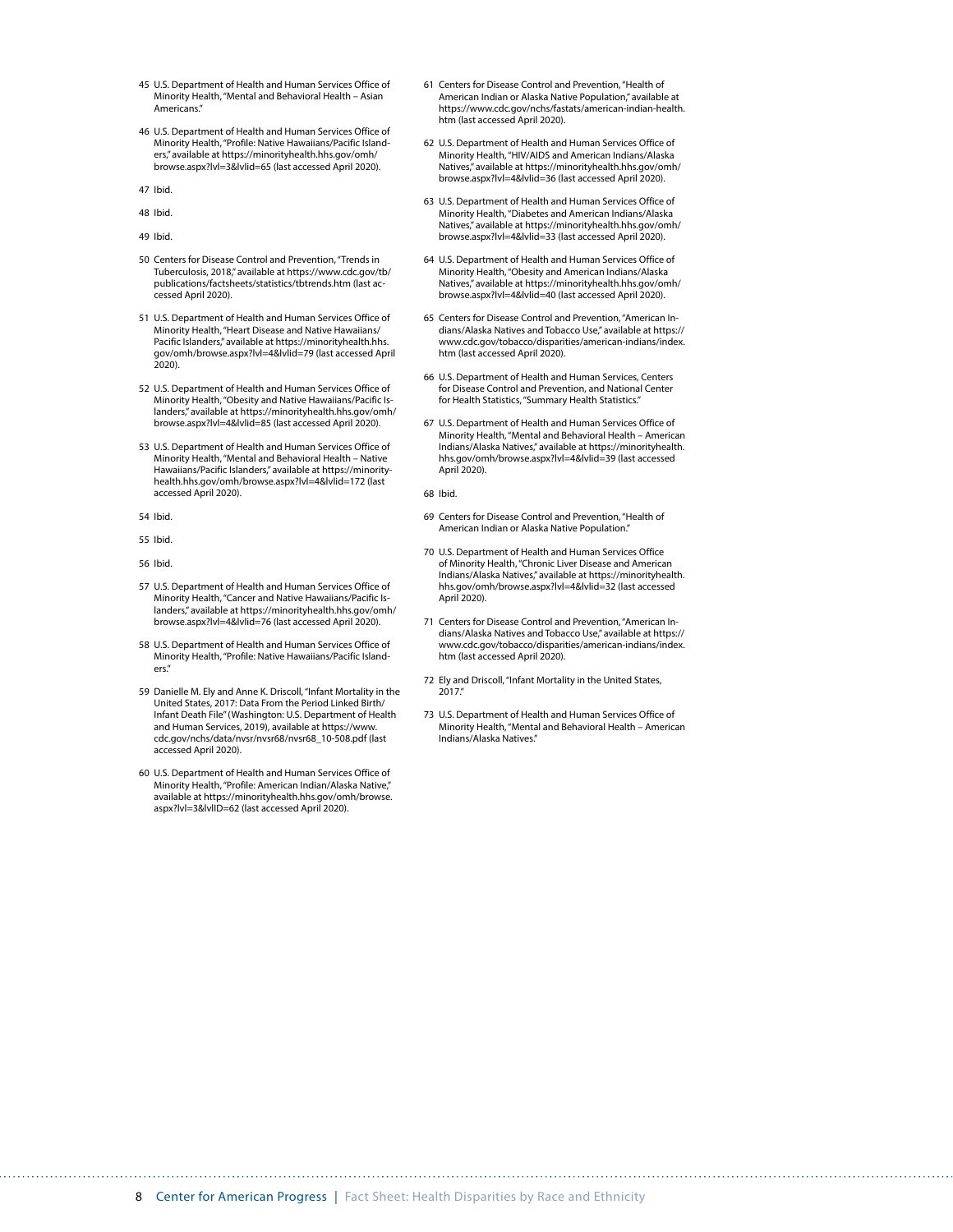45 U.S. Department of Health and Human Services Office of Minority Health, "Mental and Behavioral Health – Asian Americans."

46 U.S. Department of Health and Human Services Office of Minority Health, "Profile: Native Hawaiians/Pacific Islanders," available at https://minorityhealth.hhs.gov/omh/browse.aspx?lvl=3&lvlid=65 (last accessed April 2020).

47 Ibid.

48 Ibid.

49 Ibid.

50 Centers for Disease Control and Prevention, "Trends in Tuberculosis, 2018," available at https://www.cdc.gov/tb/publications/factsheets/statistics/tbtrends.htm (last accessed April 2020).

51 U.S. Department of Health and Human Services Office of Minority Health, "Heart Disease and Native Hawaiians/Pacific Islanders," available at https://minorityhealth.hhs.gov/omh/browse.aspx?lvl=4&lvlid=79 (last accessed April 2020).

52 U.S. Department of Health and Human Services Office of Minority Health, "Obesity and Native Hawaiians/Pacific Islanders," available at https://minorityhealth.hhs.gov/omh/browse.aspx?lvl=4&lvlid=85 (last accessed April 2020).

53 U.S. Department of Health and Human Services Office of Minority Health, "Mental and Behavioral Health – Native Hawaiians/Pacific Islanders," available at https://minorityhealth.hhs.gov/omh/browse.aspx?lvl=4&lvlid=172 (last accessed April 2020).

54 Ibid.

55 Ibid.

56 Ibid.

57 U.S. Department of Health and Human Services Office of Minority Health, "Cancer and Native Hawaiians/Pacific Islanders," available at https://minorityhealth.hhs.gov/omh/browse.aspx?lvl=4&lvlid=76 (last accessed April 2020).

58 U.S. Department of Health and Human Services Office of Minority Health, "Profile: Native Hawaiians/Pacific Islanders."

59 Danielle M. Ely and Anne K. Driscoll, "Infant Mortality in the United States, 2017: Data From the Period Linked Birth/Infant Death File" (Washington: U.S. Department of Health and Human Services, 2019), available at https://www.cdc.gov/nchs/data/nvsr/nvsr68/nvsr68_10-508.pdf (last accessed April 2020).

60 U.S. Department of Health and Human Services Office of Minority Health, "Profile: American Indian/Alaska Native," available at https://minorityhealth.hhs.gov/omh/browse.aspx?lvl=3&lvlID=62 (last accessed April 2020).

61 Centers for Disease Control and Prevention, "Health of American Indian or Alaska Native Population," available at https://www.cdc.gov/nchs/fastats/american-indian-health.htm (last accessed April 2020).

62 U.S. Department of Health and Human Services Office of Minority Health, "HIV/AIDS and American Indians/Alaska Natives," available at https://minorityhealth.hhs.gov/omh/browse.aspx?lvl=4&lvlid=36 (last accessed April 2020).

63 U.S. Department of Health and Human Services Office of Minority Health, "Diabetes and American Indians/Alaska Natives," available at https://minorityhealth.hhs.gov/omh/browse.aspx?lvl=4&lvlid=33 (last accessed April 2020).

64 U.S. Department of Health and Human Services Office of Minority Health, "Obesity and American Indians/Alaska Natives," available at https://minorityhealth.hhs.gov/omh/browse.aspx?lvl=4&lvlid=40 (last accessed April 2020).

65 Centers for Disease Control and Prevention, "American Indians/Alaska Natives and Tobacco Use," available at https://www.cdc.gov/tobacco/disparities/american-indians/index.htm (last accessed April 2020).

66 U.S. Department of Health and Human Services, Centers for Disease Control and Prevention, and National Center for Health Statistics, "Summary Health Statistics."

67 U.S. Department of Health and Human Services Office of Minority Health, "Mental and Behavioral Health – American Indians/Alaska Natives," available at https://minorityhealth.hhs.gov/omh/browse.aspx?lvl=4&lvlid=39 (last accessed April 2020).

68 Ibid.

69 Centers for Disease Control and Prevention, "Health of American Indian or Alaska Native Population."

70 U.S. Department of Health and Human Services Office of Minority Health, "Chronic Liver Disease and American Indians/Alaska Natives," available at https://minorityhealth.hhs.gov/omh/browse.aspx?lvl=4&lvlid=32 (last accessed April 2020).

71 Centers for Disease Control and Prevention, "American Indians/Alaska Natives and Tobacco Use," available at https://www.cdc.gov/tobacco/disparities/american-indians/index.htm (last accessed April 2020).

72 Ely and Driscoll, "Infant Mortality in the United States, 2017."

73 U.S. Department of Health and Human Services Office of Minority Health, "Mental and Behavioral Health – American Indians/Alaska Natives."